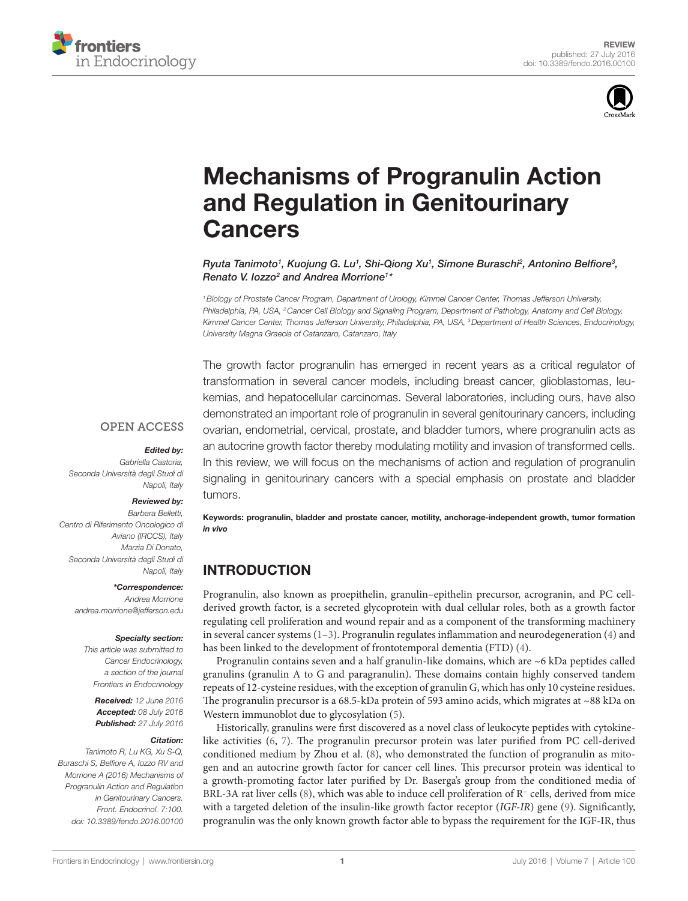REVIEW
published: 27 July 2016
doi: 10.3389/fendo.2016.00100

# Mechanisms of Progranulin Action and Regulation in Genitourinary Cancers

*Ryuta Tanimoto[1], Kuojung G. Lu[1], Shi-Qiong Xu[1], Simone Buraschi[2], Antonino Belfiore[3], Renato V. Iozzo[2] and Andrea Morrione[1]**

[1] Biology of Prostate Cancer Program, Department of Urology, Kimmel Cancer Center, Thomas Jefferson University, Philadelphia, PA, USA, [2] Cancer Cell Biology and Signaling Program, Department of Pathology, Anatomy and Cell Biology, Kimmel Cancer Center, Thomas Jefferson University, Philadelphia, PA, USA, [3] Department of Health Sciences, Endocrinology, University Magna Graecia of Catanzaro, Catanzaro, Italy

OPEN ACCESS

***Edited by:***
*Gabriella Castoria, Seconda Università degli Studi di Napoli, Italy*

***Reviewed by:***
*Barbara Belletti, Centro di Riferimento Oncologico di Aviano (IRCCS), Italy*
*Marzia Di Donato, Seconda Università degli Studi di Napoli, Italy*

***\*Correspondence:***
*Andrea Morrione*
*andrea.morrione@jefferson.edu*

***Specialty section:***
*This article was submitted to Cancer Endocrinology, a section of the journal Frontiers in Endocrinology*

***Received:*** *12 June 2016*
***Accepted:*** *08 July 2016*
***Published:*** *27 July 2016*

***Citation:***
*Tanimoto R, Lu KG, Xu S-Q, Buraschi S, Belfiore A, Iozzo RV and Morrione A (2016) Mechanisms of Progranulin Action and Regulation in Genitourinary Cancers. Front. Endocrinol. 7:100. doi: 10.3389/fendo.2016.00100*

The growth factor progranulin has emerged in recent years as a critical regulator of transformation in several cancer models, including breast cancer, glioblastomas, leukemias, and hepatocellular carcinomas. Several laboratories, including ours, have also demonstrated an important role of progranulin in several genitourinary cancers, including ovarian, endometrial, cervical, prostate, and bladder tumors, where progranulin acts as an autocrine growth factor thereby modulating motility and invasion of transformed cells. In this review, we will focus on the mechanisms of action and regulation of progranulin signaling in genitourinary cancers with a special emphasis on prostate and bladder tumors.

**Keywords: progranulin, bladder and prostate cancer, motility, anchorage-independent growth, tumor formation *in vivo***

## INTRODUCTION

Progranulin, also known as proepithelin, granulin–epithelin precursor, acrogranin, and PC cell-derived growth factor, is a secreted glycoprotein with dual cellular roles, both as a growth factor regulating cell proliferation and wound repair and as a component of the transforming machinery in several cancer systems (1–3). Progranulin regulates inflammation and neurodegeneration (4) and has been linked to the development of frontotemporal dementia (FTD) (4).

Progranulin contains seven and a half granulin-like domains, which are ~6 kDa peptides called granulins (granulin A to G and paragranulin). These domains contain highly conserved tandem repeats of 12-cysteine residues, with the exception of granulin G, which has only 10 cysteine residues. The progranulin precursor is a 68.5-kDa protein of 593 amino acids, which migrates at ~88 kDa on Western immunoblot due to glycosylation (5).

Historically, granulins were first discovered as a novel class of leukocyte peptides with cytokine-like activities (6, 7). The progranulin precursor protein was later purified from PC cell-derived conditioned medium by Zhou et al. (8), who demonstrated the function of progranulin as mitogen and an autocrine growth factor for cancer cell lines. This precursor protein was identical to a growth-promoting factor later purified by Dr. Baserga's group from the conditioned media of BRL-3A rat liver cells (8), which was able to induce cell proliferation of $R^-$ cells, derived from mice with a targeted deletion of the insulin-like growth factor receptor (*IGF-IR*) gene (9). Significantly, progranulin was the only known growth factor able to bypass the requirement for the IGF-IR, thus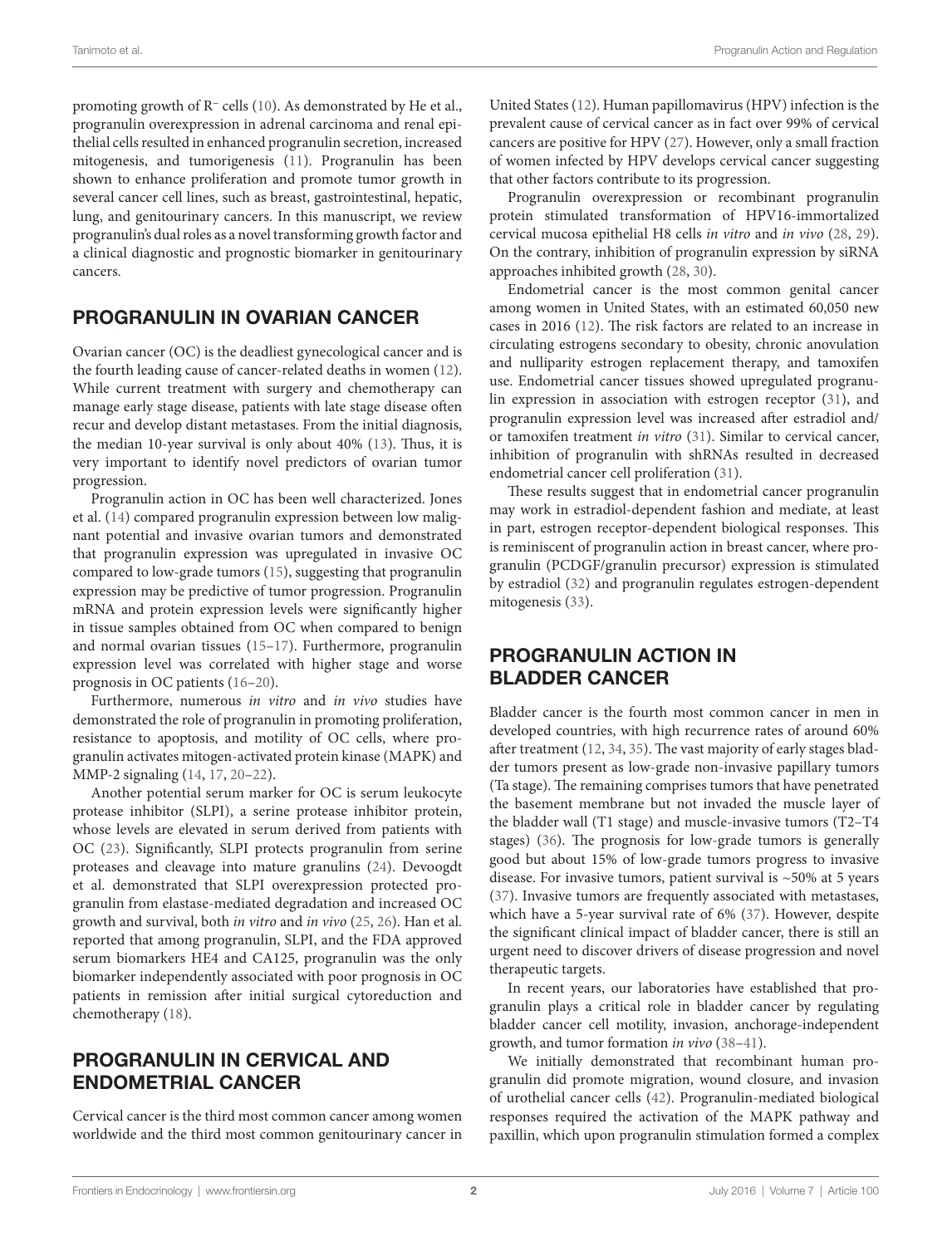promoting growth of R⁻ cells (10). As demonstrated by He et al., progranulin overexpression in adrenal carcinoma and renal epithelial cells resulted in enhanced progranulin secretion, increased mitogenesis, and tumorigenesis (11). Progranulin has been shown to enhance proliferation and promote tumor growth in several cancer cell lines, such as breast, gastrointestinal, hepatic, lung, and genitourinary cancers. In this manuscript, we review progranulin's dual roles as a novel transforming growth factor and a clinical diagnostic and prognostic biomarker in genitourinary cancers.

## PROGRANULIN IN OVARIAN CANCER

Ovarian cancer (OC) is the deadliest gynecological cancer and is the fourth leading cause of cancer-related deaths in women (12). While current treatment with surgery and chemotherapy can manage early stage disease, patients with late stage disease often recur and develop distant metastases. From the initial diagnosis, the median 10-year survival is only about 40% (13). Thus, it is very important to identify novel predictors of ovarian tumor progression.

Progranulin action in OC has been well characterized. Jones et al. (14) compared progranulin expression between low malignant potential and invasive ovarian tumors and demonstrated that progranulin expression was upregulated in invasive OC compared to low-grade tumors (15), suggesting that progranulin expression may be predictive of tumor progression. Progranulin mRNA and protein expression levels were significantly higher in tissue samples obtained from OC when compared to benign and normal ovarian tissues (15–17). Furthermore, progranulin expression level was correlated with higher stage and worse prognosis in OC patients (16–20).

Furthermore, numerous *in vitro* and *in vivo* studies have demonstrated the role of progranulin in promoting proliferation, resistance to apoptosis, and motility of OC cells, where progranulin activates mitogen-activated protein kinase (MAPK) and MMP-2 signaling (14, 17, 20–22).

Another potential serum marker for OC is serum leukocyte protease inhibitor (SLPI), a serine protease inhibitor protein, whose levels are elevated in serum derived from patients with OC (23). Significantly, SLPI protects progranulin from serine proteases and cleavage into mature granulins (24). Devoogdt et al. demonstrated that SLPI overexpression protected progranulin from elastase-mediated degradation and increased OC growth and survival, both *in vitro* and *in vivo* (25, 26). Han et al. reported that among progranulin, SLPI, and the FDA approved serum biomarkers HE4 and CA125, progranulin was the only biomarker independently associated with poor prognosis in OC patients in remission after initial surgical cytoreduction and chemotherapy (18).

## PROGRANULIN IN CERVICAL AND ENDOMETRIAL CANCER

Cervical cancer is the third most common cancer among women worldwide and the third most common genitourinary cancer in United States (12). Human papillomavirus (HPV) infection is the prevalent cause of cervical cancer as in fact over 99% of cervical cancers are positive for HPV (27). However, only a small fraction of women infected by HPV develops cervical cancer suggesting that other factors contribute to its progression.

Progranulin overexpression or recombinant progranulin protein stimulated transformation of HPV16-immortalized cervical mucosa epithelial H8 cells *in vitro* and *in vivo* (28, 29). On the contrary, inhibition of progranulin expression by siRNA approaches inhibited growth (28, 30).

Endometrial cancer is the most common genital cancer among women in United States, with an estimated 60,050 new cases in 2016 (12). The risk factors are related to an increase in circulating estrogens secondary to obesity, chronic anovulation and nulliparity estrogen replacement therapy, and tamoxifen use. Endometrial cancer tissues showed upregulated progranulin expression in association with estrogen receptor (31), and progranulin expression level was increased after estradiol and/or tamoxifen treatment *in vitro* (31). Similar to cervical cancer, inhibition of progranulin with shRNAs resulted in decreased endometrial cancer cell proliferation (31).

These results suggest that in endometrial cancer progranulin may work in estradiol-dependent fashion and mediate, at least in part, estrogen receptor-dependent biological responses. This is reminiscent of progranulin action in breast cancer, where progranulin (PCDGF/granulin precursor) expression is stimulated by estradiol (32) and progranulin regulates estrogen-dependent mitogenesis (33).

## PROGRANULIN ACTION IN BLADDER CANCER

Bladder cancer is the fourth most common cancer in men in developed countries, with high recurrence rates of around 60% after treatment (12, 34, 35). The vast majority of early stages bladder tumors present as low-grade non-invasive papillary tumors (Ta stage). The remaining comprises tumors that have penetrated the basement membrane but not invaded the muscle layer of the bladder wall (T1 stage) and muscle-invasive tumors (T2–T4 stages) (36). The prognosis for low-grade tumors is generally good but about 15% of low-grade tumors progress to invasive disease. For invasive tumors, patient survival is ~50% at 5 years (37). Invasive tumors are frequently associated with metastases, which have a 5-year survival rate of 6% (37). However, despite the significant clinical impact of bladder cancer, there is still an urgent need to discover drivers of disease progression and novel therapeutic targets.

In recent years, our laboratories have established that progranulin plays a critical role in bladder cancer by regulating bladder cancer cell motility, invasion, anchorage-independent growth, and tumor formation *in vivo* (38–41).

We initially demonstrated that recombinant human progranulin did promote migration, wound closure, and invasion of urothelial cancer cells (42). Progranulin-mediated biological responses required the activation of the MAPK pathway and paxillin, which upon progranulin stimulation formed a complex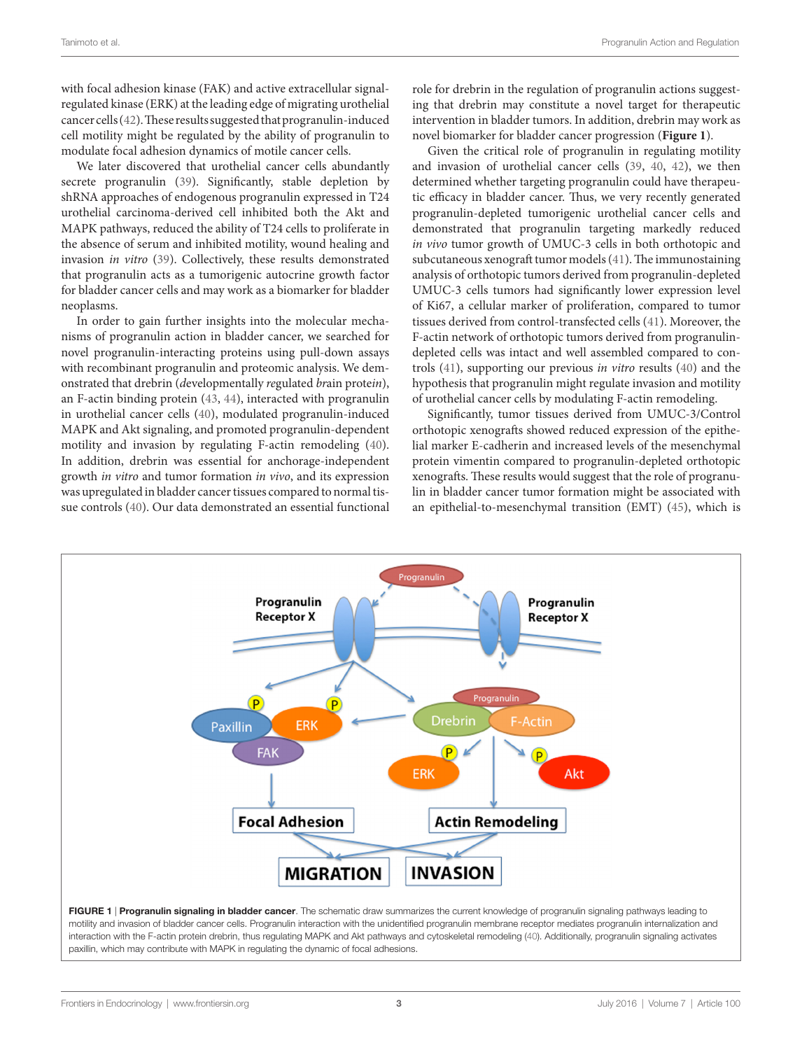with focal adhesion kinase (FAK) and active extracellular signal-regulated kinase (ERK) at the leading edge of migrating urothelial cancer cells (42). These results suggested that progranulin-induced cell motility might be regulated by the ability of progranulin to modulate focal adhesion dynamics of motile cancer cells.

We later discovered that urothelial cancer cells abundantly secrete progranulin (39). Significantly, stable depletion by shRNA approaches of endogenous progranulin expressed in T24 urothelial carcinoma-derived cell inhibited both the Akt and MAPK pathways, reduced the ability of T24 cells to proliferate in the absence of serum and inhibited motility, wound healing and invasion *in vitro* (39). Collectively, these results demonstrated that progranulin acts as a tumorigenic autocrine growth factor for bladder cancer cells and may work as a biomarker for bladder neoplasms.

In order to gain further insights into the molecular mechanisms of progranulin action in bladder cancer, we searched for novel progranulin-interacting proteins using pull-down assays with recombinant progranulin and proteomic analysis. We demonstrated that drebrin (*d*evelopmentally *re*gulated *br*ain prote*in*), an F-actin binding protein (43, 44), interacted with progranulin in urothelial cancer cells (40), modulated progranulin-induced MAPK and Akt signaling, and promoted progranulin-dependent motility and invasion by regulating F-actin remodeling (40). In addition, drebrin was essential for anchorage-independent growth *in vitro* and tumor formation *in vivo*, and its expression was upregulated in bladder cancer tissues compared to normal tissue controls (40). Our data demonstrated an essential functional role for drebrin in the regulation of progranulin actions suggesting that drebrin may constitute a novel target for therapeutic intervention in bladder tumors. In addition, drebrin may work as novel biomarker for bladder cancer progression (**Figure 1**).

Given the critical role of progranulin in regulating motility and invasion of urothelial cancer cells (39, 40, 42), we then determined whether targeting progranulin could have therapeutic efficacy in bladder cancer. Thus, we very recently generated progranulin-depleted tumorigenic urothelial cancer cells and demonstrated that progranulin targeting markedly reduced *in vivo* tumor growth of UMUC-3 cells in both orthotopic and subcutaneous xenograft tumor models (41). The immunostaining analysis of orthotopic tumors derived from progranulin-depleted UMUC-3 cells tumors had significantly lower expression level of Ki67, a cellular marker of proliferation, compared to tumor tissues derived from control-transfected cells (41). Moreover, the F-actin network of orthotopic tumors derived from progranulin-depleted cells was intact and well assembled compared to controls (41), supporting our previous *in vitro* results (40) and the hypothesis that progranulin might regulate invasion and motility of urothelial cancer cells by modulating F-actin remodeling.

Significantly, tumor tissues derived from UMUC-3/Control orthotopic xenografts showed reduced expression of the epithelial marker E-cadherin and increased levels of the mesenchymal protein vimentin compared to progranulin-depleted orthotopic xenografts. These results would suggest that the role of progranulin in bladder cancer tumor formation might be associated with an epithelial-to-mesenchymal transition (EMT) (45), which is

**FIGURE 1** | **Progranulin signaling in bladder cancer**. The schematic draw summarizes the current knowledge of progranulin signaling pathways leading to motility and invasion of bladder cancer cells. Progranulin interaction with the unidentified progranulin membrane receptor mediates progranulin internalization and interaction with the F-actin protein drebrin, thus regulating MAPK and Akt pathways and cytoskeletal remodeling (40). Additionally, progranulin signaling activates paxillin, which may contribute with MAPK in regulating the dynamic of focal adhesions.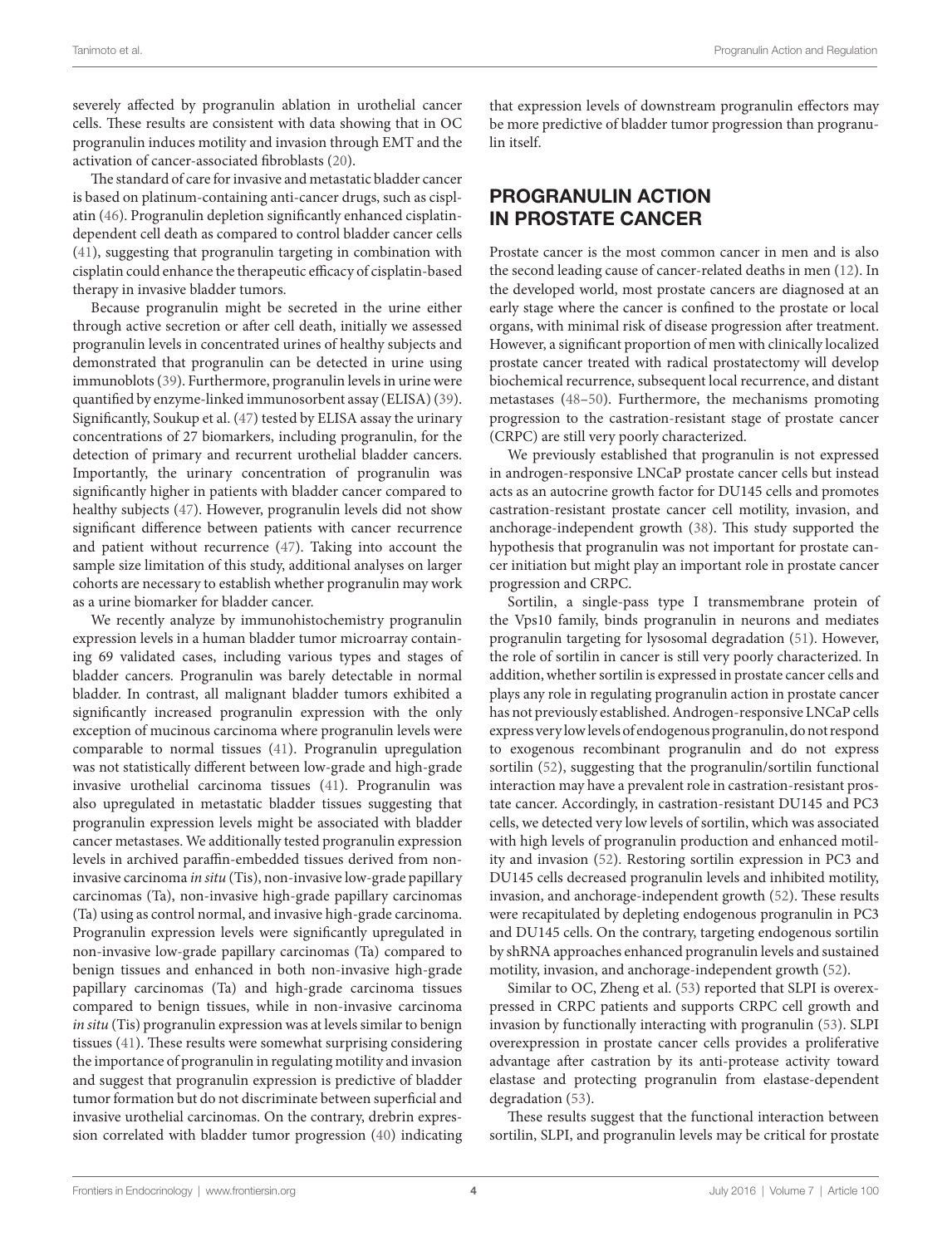severely affected by progranulin ablation in urothelial cancer cells. These results are consistent with data showing that in OC progranulin induces motility and invasion through EMT and the activation of cancer-associated fibroblasts (20).

The standard of care for invasive and metastatic bladder cancer is based on platinum-containing anti-cancer drugs, such as cisplatin (46). Progranulin depletion significantly enhanced cisplatin-dependent cell death as compared to control bladder cancer cells (41), suggesting that progranulin targeting in combination with cisplatin could enhance the therapeutic efficacy of cisplatin-based therapy in invasive bladder tumors.

Because progranulin might be secreted in the urine either through active secretion or after cell death, initially we assessed progranulin levels in concentrated urines of healthy subjects and demonstrated that progranulin can be detected in urine using immunoblots (39). Furthermore, progranulin levels in urine were quantified by enzyme-linked immunosorbent assay (ELISA) (39). Significantly, Soukup et al. (47) tested by ELISA assay the urinary concentrations of 27 biomarkers, including progranulin, for the detection of primary and recurrent urothelial bladder cancers. Importantly, the urinary concentration of progranulin was significantly higher in patients with bladder cancer compared to healthy subjects (47). However, progranulin levels did not show significant difference between patients with cancer recurrence and patient without recurrence (47). Taking into account the sample size limitation of this study, additional analyses on larger cohorts are necessary to establish whether progranulin may work as a urine biomarker for bladder cancer.

We recently analyze by immunohistochemistry progranulin expression levels in a human bladder tumor microarray containing 69 validated cases, including various types and stages of bladder cancers. Progranulin was barely detectable in normal bladder. In contrast, all malignant bladder tumors exhibited a significantly increased progranulin expression with the only exception of mucinous carcinoma where progranulin levels were comparable to normal tissues (41). Progranulin upregulation was not statistically different between low-grade and high-grade invasive urothelial carcinoma tissues (41). Progranulin was also upregulated in metastatic bladder tissues suggesting that progranulin expression levels might be associated with bladder cancer metastases. We additionally tested progranulin expression levels in archived paraffin-embedded tissues derived from non-invasive carcinoma *in situ* (Tis), non-invasive low-grade papillary carcinomas (Ta), non-invasive high-grade papillary carcinomas (Ta) using as control normal, and invasive high-grade carcinoma. Progranulin expression levels were significantly upregulated in non-invasive low-grade papillary carcinomas (Ta) compared to benign tissues and enhanced in both non-invasive high-grade papillary carcinomas (Ta) and high-grade carcinoma tissues compared to benign tissues, while in non-invasive carcinoma *in situ* (Tis) progranulin expression was at levels similar to benign tissues (41). These results were somewhat surprising considering the importance of progranulin in regulating motility and invasion and suggest that progranulin expression is predictive of bladder tumor formation but do not discriminate between superficial and invasive urothelial carcinomas. On the contrary, drebrin expression correlated with bladder tumor progression (40) indicating that expression levels of downstream progranulin effectors may be more predictive of bladder tumor progression than progranulin itself.

## PROGRANULIN ACTION IN PROSTATE CANCER

Prostate cancer is the most common cancer in men and is also the second leading cause of cancer-related deaths in men (12). In the developed world, most prostate cancers are diagnosed at an early stage where the cancer is confined to the prostate or local organs, with minimal risk of disease progression after treatment. However, a significant proportion of men with clinically localized prostate cancer treated with radical prostatectomy will develop biochemical recurrence, subsequent local recurrence, and distant metastases (48–50). Furthermore, the mechanisms promoting progression to the castration-resistant stage of prostate cancer (CRPC) are still very poorly characterized.

We previously established that progranulin is not expressed in androgen-responsive LNCaP prostate cancer cells but instead acts as an autocrine growth factor for DU145 cells and promotes castration-resistant prostate cancer cell motility, invasion, and anchorage-independent growth (38). This study supported the hypothesis that progranulin was not important for prostate cancer initiation but might play an important role in prostate cancer progression and CRPC.

Sortilin, a single-pass type I transmembrane protein of the Vps10 family, binds progranulin in neurons and mediates progranulin targeting for lysosomal degradation (51). However, the role of sortilin in cancer is still very poorly characterized. In addition, whether sortilin is expressed in prostate cancer cells and plays any role in regulating progranulin action in prostate cancer has not previously established. Androgen-responsive LNCaP cells express very low levels of endogenous progranulin, do not respond to exogenous recombinant progranulin and do not express sortilin (52), suggesting that the progranulin/sortilin functional interaction may have a prevalent role in castration-resistant prostate cancer. Accordingly, in castration-resistant DU145 and PC3 cells, we detected very low levels of sortilin, which was associated with high levels of progranulin production and enhanced motility and invasion (52). Restoring sortilin expression in PC3 and DU145 cells decreased progranulin levels and inhibited motility, invasion, and anchorage-independent growth (52). These results were recapitulated by depleting endogenous progranulin in PC3 and DU145 cells. On the contrary, targeting endogenous sortilin by shRNA approaches enhanced progranulin levels and sustained motility, invasion, and anchorage-independent growth (52).

Similar to OC, Zheng et al. (53) reported that SLPI is overexpressed in CRPC patients and supports CRPC cell growth and invasion by functionally interacting with progranulin (53). SLPI overexpression in prostate cancer cells provides a proliferative advantage after castration by its anti-protease activity toward elastase and protecting progranulin from elastase-dependent degradation (53).

These results suggest that the functional interaction between sortilin, SLPI, and progranulin levels may be critical for prostate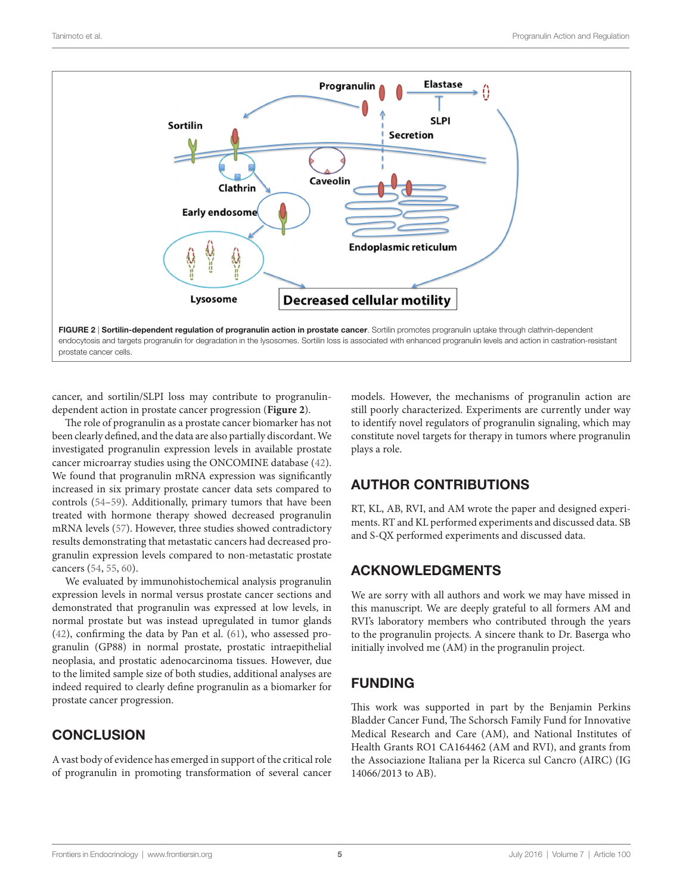**FIGURE 2 | Sortilin-dependent regulation of progranulin action in prostate cancer**. Sortilin promotes progranulin uptake through clathrin-dependent endocytosis and targets progranulin for degradation in the lysosomes. Sortilin loss is associated with enhanced progranulin levels and action in castration-resistant prostate cancer cells.

cancer, and sortilin/SLPI loss may contribute to progranulin-dependent action in prostate cancer progression (**Figure 2**).

The role of progranulin as a prostate cancer biomarker has not been clearly defined, and the data are also partially discordant. We investigated progranulin expression levels in available prostate cancer microarray studies using the ONCOMINE database (42). We found that progranulin mRNA expression was significantly increased in six primary prostate cancer data sets compared to controls (54–59). Additionally, primary tumors that have been treated with hormone therapy showed decreased progranulin mRNA levels (57). However, three studies showed contradictory results demonstrating that metastatic cancers had decreased progranulin expression levels compared to non-metastatic prostate cancers (54, 55, 60).

We evaluated by immunohistochemical analysis progranulin expression levels in normal versus prostate cancer sections and demonstrated that progranulin was expressed at low levels, in normal prostate but was instead upregulated in tumor glands (42), confirming the data by Pan et al. (61), who assessed progranulin (GP88) in normal prostate, prostatic intraepithelial neoplasia, and prostatic adenocarcinoma tissues. However, due to the limited sample size of both studies, additional analyses are indeed required to clearly define progranulin as a biomarker for prostate cancer progression.

## CONCLUSION

A vast body of evidence has emerged in support of the critical role of progranulin in promoting transformation of several cancer models. However, the mechanisms of progranulin action are still poorly characterized. Experiments are currently under way to identify novel regulators of progranulin signaling, which may constitute novel targets for therapy in tumors where progranulin plays a role.

## AUTHOR CONTRIBUTIONS

RT, KL, AB, RVI, and AM wrote the paper and designed experiments. RT and KL performed experiments and discussed data. SB and S-QX performed experiments and discussed data.

## ACKNOWLEDGMENTS

We are sorry with all authors and work we may have missed in this manuscript. We are deeply grateful to all formers AM and RVI's laboratory members who contributed through the years to the progranulin projects. A sincere thank to Dr. Baserga who initially involved me (AM) in the progranulin project.

## FUNDING

This work was supported in part by the Benjamin Perkins Bladder Cancer Fund, The Schorsch Family Fund for Innovative Medical Research and Care (AM), and National Institutes of Health Grants RO1 CA164462 (AM and RVI), and grants from the Associazione Italiana per la Ricerca sul Cancro (AIRC) (IG 14066/2013 to AB).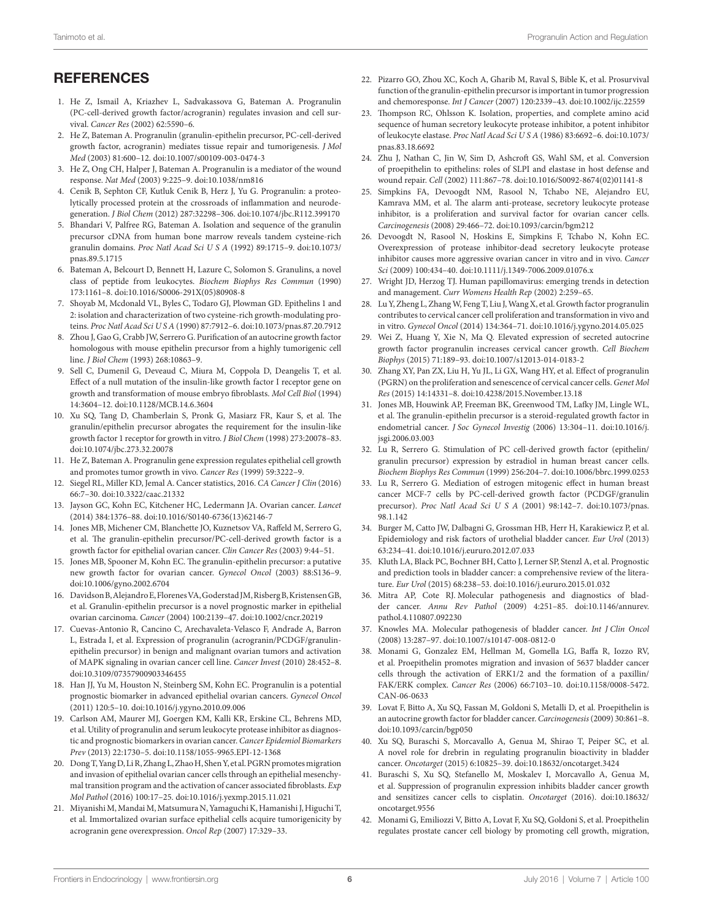## REFERENCES

1. He Z, Ismail A, Kriazhev L, Sadvakassova G, Bateman A. Progranulin (PC-cell-derived growth factor/acrogranin) regulates invasion and cell survival. *Cancer Res* (2002) 62:5590–6.
2. He Z, Bateman A. Progranulin (granulin-epithelin precursor, PC-cell-derived growth factor, acrogranin) mediates tissue repair and tumorigenesis. *J Mol Med* (2003) 81:600–12. doi:10.1007/s00109-003-0474-3
3. He Z, Ong CH, Halper J, Bateman A. Progranulin is a mediator of the wound response. *Nat Med* (2003) 9:225–9. doi:10.1038/nm816
4. Cenik B, Sephton CF, Kutluk Cenik B, Herz J, Yu G. Progranulin: a proteolytically processed protein at the crossroads of inflammation and neurodegeneration. *J Biol Chem* (2012) 287:32298–306. doi:10.1074/jbc.R112.399170
5. Bhandari V, Palfree RG, Bateman A. Isolation and sequence of the granulin precursor cDNA from human bone marrow reveals tandem cysteine-rich granulin domains. *Proc Natl Acad Sci U S A* (1992) 89:1715–9. doi:10.1073/pnas.89.5.1715
6. Bateman A, Belcourt D, Bennett H, Lazure C, Solomon S. Granulins, a novel class of peptide from leukocytes. *Biochem Biophys Res Commun* (1990) 173:1161–8. doi:10.1016/S0006-291X(05)80908-8
7. Shoyab M, Mcdonald VL, Byles C, Todaro GJ, Plowman GD. Epithelins 1 and 2: isolation and characterization of two cysteine-rich growth-modulating proteins. *Proc Natl Acad Sci U S A* (1990) 87:7912–6. doi:10.1073/pnas.87.20.7912
8. Zhou J, Gao G, Crabb JW, Serrero G. Purification of an autocrine growth factor homologous with mouse epithelin precursor from a highly tumorigenic cell line. *J Biol Chem* (1993) 268:10863–9.
9. Sell C, Dumenil G, Deveaud C, Miura M, Coppola D, Deangelis T, et al. Effect of a null mutation of the insulin-like growth factor I receptor gene on growth and transformation of mouse embryo fibroblasts. *Mol Cell Biol* (1994) 14:3604–12. doi:10.1128/MCB.14.6.3604
10. Xu SQ, Tang D, Chamberlain S, Pronk G, Masiarz FR, Kaur S, et al. The granulin/epithelin precursor abrogates the requirement for the insulin-like growth factor 1 receptor for growth in vitro. *J Biol Chem* (1998) 273:20078–83. doi:10.1074/jbc.273.32.20078
11. He Z, Bateman A. Progranulin gene expression regulates epithelial cell growth and promotes tumor growth in vivo. *Cancer Res* (1999) 59:3222–9.
12. Siegel RL, Miller KD, Jemal A. Cancer statistics, 2016. *CA Cancer J Clin* (2016) 66:7–30. doi:10.3322/caac.21332
13. Jayson GC, Kohn EC, Kitchener HC, Ledermann JA. Ovarian cancer. *Lancet* (2014) 384:1376–88. doi:10.1016/S0140-6736(13)62146-7
14. Jones MB, Michener CM, Blanchette JO, Kuznetsov VA, Raffeld M, Serrero G, et al. The granulin-epithelin precursor/PC-cell-derived growth factor is a growth factor for epithelial ovarian cancer. *Clin Cancer Res* (2003) 9:44–51.
15. Jones MB, Spooner M, Kohn EC. The granulin-epithelin precursor: a putative new growth factor for ovarian cancer. *Gynecol Oncol* (2003) 88:S136–9. doi:10.1006/gyno.2002.6704
16. Davidson B, Alejandro E, Florenes VA, Goderstad JM, Risberg B, Kristensen GB, et al. Granulin-epithelin precursor is a novel prognostic marker in epithelial ovarian carcinoma. *Cancer* (2004) 100:2139–47. doi:10.1002/cncr.20219
17. Cuevas-Antonio R, Cancino C, Arechavaleta-Velasco F, Andrade A, Barron L, Estrada I, et al. Expression of progranulin (acrogranin/PCDGF/granulin-epithelin precursor) in benign and malignant ovarian tumors and activation of MAPK signaling in ovarian cancer cell line. *Cancer Invest* (2010) 28:452–8. doi:10.3109/07357900903346455
18. Han JJ, Yu M, Houston N, Steinberg SM, Kohn EC. Progranulin is a potential prognostic biomarker in advanced epithelial ovarian cancers. *Gynecol Oncol* (2011) 120:5–10. doi:10.1016/j.ygyno.2010.09.006
19. Carlson AM, Maurer MJ, Goergen KM, Kalli KR, Erskine CL, Behrens MD, et al. Utility of progranulin and serum leukocyte protease inhibitor as diagnostic and prognostic biomarkers in ovarian cancer. *Cancer Epidemiol Biomarkers Prev* (2013) 22:1730–5. doi:10.1158/1055-9965.EPI-12-1368
20. Dong T, Yang D, Li R, Zhang L, Zhao H, Shen Y, et al. PGRN promotes migration and invasion of epithelial ovarian cancer cells through an epithelial mesenchymal transition program and the activation of cancer associated fibroblasts. *Exp Mol Pathol* (2016) 100:17–25. doi:10.1016/j.yexmp.2015.11.021
21. Miyanishi M, Mandai M, Matsumura N, Yamaguchi K, Hamanishi J, Higuchi T, et al. Immortalized ovarian surface epithelial cells acquire tumorigenicity by acrogranin gene overexpression. *Oncol Rep* (2007) 17:329–33.
22. Pizarro GO, Zhou XC, Koch A, Gharib M, Raval S, Bible K, et al. Prosurvival function of the granulin-epithelin precursor is important in tumor progression and chemoresponse. *Int J Cancer* (2007) 120:2339–43. doi:10.1002/ijc.22559
23. Thompson RC, Ohlsson K. Isolation, properties, and complete amino acid sequence of human secretory leukocyte protease inhibitor, a potent inhibitor of leukocyte elastase. *Proc Natl Acad Sci U S A* (1986) 83:6692–6. doi:10.1073/pnas.83.18.6692
24. Zhu J, Nathan C, Jin W, Sim D, Ashcroft GS, Wahl SM, et al. Conversion of proepithelin to epithelins: roles of SLPI and elastase in host defense and wound repair. *Cell* (2002) 111:867–78. doi:10.1016/S0092-8674(02)01141-8
25. Simpkins FA, Devoogdt NM, Rasool N, Tchabo NE, Alejandro EU, Kamrava MM, et al. The alarm anti-protease, secretory leukocyte protease inhibitor, is a proliferation and survival factor for ovarian cancer cells. *Carcinogenesis* (2008) 29:466–72. doi:10.1093/carcin/bgm212
26. Devoogdt N, Rasool N, Hoskins E, Simpkins F, Tchabo N, Kohn EC. Overexpression of protease inhibitor-dead secretory leukocyte protease inhibitor causes more aggressive ovarian cancer in vitro and in vivo. *Cancer Sci* (2009) 100:434–40. doi:10.1111/j.1349-7006.2009.01076.x
27. Wright JD, Herzog TJ. Human papillomavirus: emerging trends in detection and management. *Curr Womens Health Rep* (2002) 2:259–65.
28. Lu Y, Zheng L, Zhang W, Feng T, Liu J, Wang X, et al. Growth factor progranulin contributes to cervical cancer cell proliferation and transformation in vivo and in vitro. *Gynecol Oncol* (2014) 134:364–71. doi:10.1016/j.ygyno.2014.05.025
29. Wei Z, Huang Y, Xie N, Ma Q. Elevated expression of secreted autocrine growth factor progranulin increases cervical cancer growth. *Cell Biochem Biophys* (2015) 71:189–93. doi:10.1007/s12013-014-0183-2
30. Zhang XY, Pan ZX, Liu H, Yu JL, Li GX, Wang HY, et al. Effect of progranulin (PGRN) on the proliferation and senescence of cervical cancer cells. *Genet Mol Res* (2015) 14:14331–8. doi:10.4238/2015.November.13.18
31. Jones MB, Houwink AP, Freeman BK, Greenwood TM, Lafky JM, Lingle WL, et al. The granulin-epithelin precursor is a steroid-regulated growth factor in endometrial cancer. *J Soc Gynecol Investig* (2006) 13:304–11. doi:10.1016/j.jsgi.2006.03.003
32. Lu R, Serrero G. Stimulation of PC cell-derived growth factor (epithelin/granulin precursor) expression by estradiol in human breast cancer cells. *Biochem Biophys Res Commun* (1999) 256:204–7. doi:10.1006/bbrc.1999.0253
33. Lu R, Serrero G. Mediation of estrogen mitogenic effect in human breast cancer MCF-7 cells by PC-cell-derived growth factor (PCDGF/granulin precursor). *Proc Natl Acad Sci U S A* (2001) 98:142–7. doi:10.1073/pnas.98.1.142
34. Burger M, Catto JW, Dalbagni G, Grossman HB, Herr H, Karakiewicz P, et al. Epidemiology and risk factors of urothelial bladder cancer. *Eur Urol* (2013) 63:234–41. doi:10.1016/j.eururo.2012.07.033
35. Kluth LA, Black PC, Bochner BH, Catto J, Lerner SP, Stenzl A, et al. Prognostic and prediction tools in bladder cancer: a comprehensive review of the literature. *Eur Urol* (2015) 68:238–53. doi:10.1016/j.eururo.2015.01.032
36. Mitra AP, Cote RJ. Molecular pathogenesis and diagnostics of bladder cancer. *Annu Rev Pathol* (2009) 4:251–85. doi:10.1146/annurev.pathol.4.110807.092230
37. Knowles MA. Molecular pathogenesis of bladder cancer. *Int J Clin Oncol* (2008) 13:287–97. doi:10.1007/s10147-008-0812-0
38. Monami G, Gonzalez EM, Hellman M, Gomella LG, Baffa R, Iozzo RV, et al. Proepithelin promotes migration and invasion of 5637 bladder cancer cells through the activation of ERK1/2 and the formation of a paxillin/FAK/ERK complex. *Cancer Res* (2006) 66:7103–10. doi:10.1158/0008-5472.CAN-06-0633
39. Lovat F, Bitto A, Xu SQ, Fassan M, Goldoni S, Metalli D, et al. Proepithelin is an autocrine growth factor for bladder cancer. *Carcinogenesis* (2009) 30:861–8. doi:10.1093/carcin/bgp050
40. Xu SQ, Buraschi S, Morcavallo A, Genua M, Shirao T, Peiper SC, et al. A novel role for drebrin in regulating progranulin bioactivity in bladder cancer. *Oncotarget* (2015) 6:10825–39. doi:10.18632/oncotarget.3424
41. Buraschi S, Xu SQ, Stefanello M, Moskalev I, Morcavallo A, Genua M, et al. Suppression of progranulin expression inhibits bladder cancer growth and sensitizes cancer cells to cisplatin. *Oncotarget* (2016). doi:10.18632/oncotarget.9556
42. Monami G, Emiliozzi V, Bitto A, Lovat F, Xu SQ, Goldoni S, et al. Proepithelin regulates prostate cancer cell biology by promoting cell growth, migration,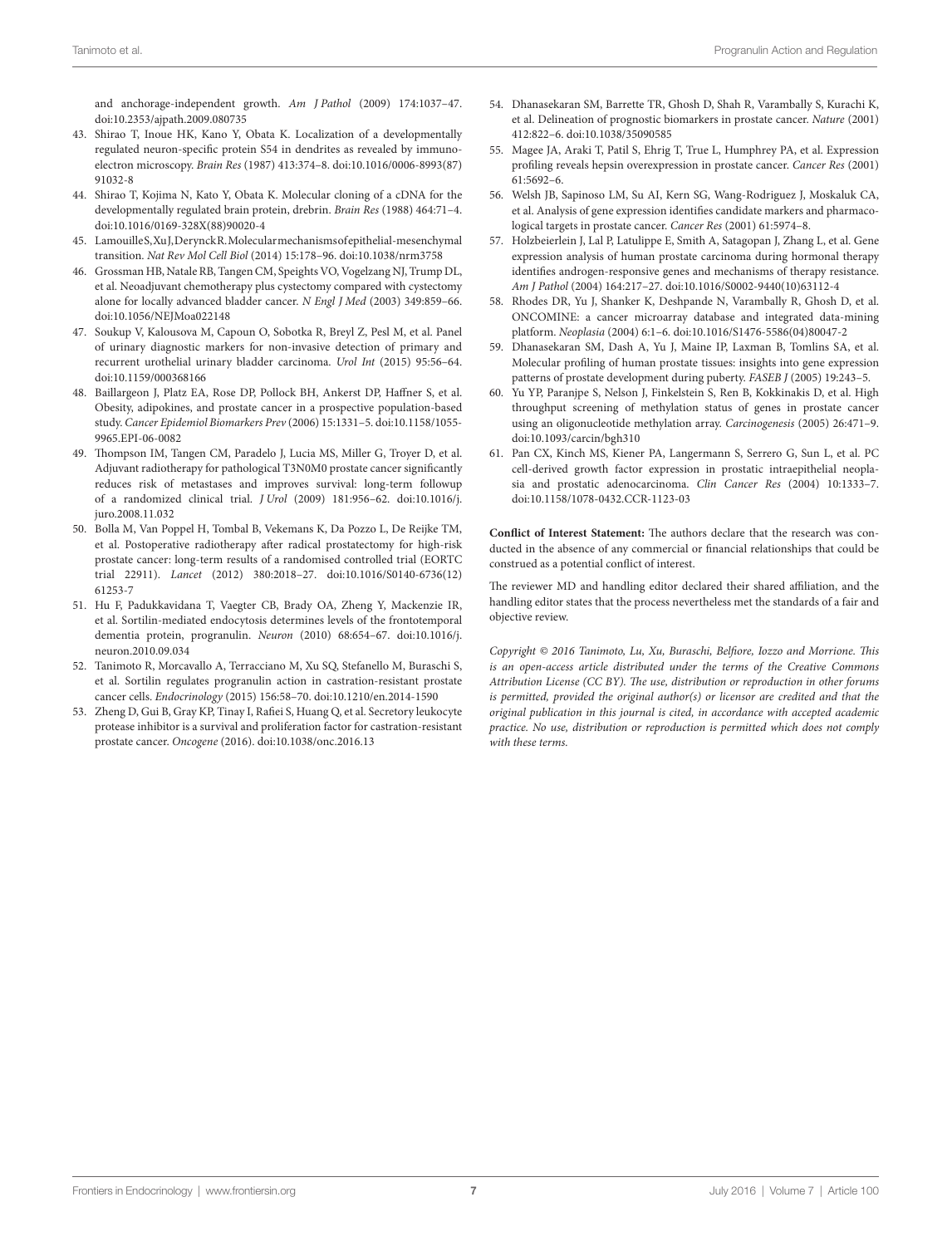and anchorage-independent growth. *Am J Pathol* (2009) 174:1037–47. doi:10.2353/ajpath.2009.080735

43. Shirao T, Inoue HK, Kano Y, Obata K. Localization of a developmentally regulated neuron-specific protein S54 in dendrites as revealed by immunoelectron microscopy. *Brain Res* (1987) 413:374–8. doi:10.1016/0006-8993(87)91032-8
44. Shirao T, Kojima N, Kato Y, Obata K. Molecular cloning of a cDNA for the developmentally regulated brain protein, drebrin. *Brain Res* (1988) 464:71–4. doi:10.1016/0169-328X(88)90020-4
45. Lamouille S, Xu J, Derynck R. Molecular mechanisms of epithelial-mesenchymal transition. *Nat Rev Mol Cell Biol* (2014) 15:178–96. doi:10.1038/nrm3758
46. Grossman HB, Natale RB, Tangen CM, Speights VO, Vogelzang NJ, Trump DL, et al. Neoadjuvant chemotherapy plus cystectomy compared with cystectomy alone for locally advanced bladder cancer. *N Engl J Med* (2003) 349:859–66. doi:10.1056/NEJMoa022148
47. Soukup V, Kalousova M, Capoun O, Sobotka R, Breyl Z, Pesl M, et al. Panel of urinary diagnostic markers for non-invasive detection of primary and recurrent urothelial urinary bladder carcinoma. *Urol Int* (2015) 95:56–64. doi:10.1159/000368166
48. Baillargeon J, Platz EA, Rose DP, Pollock BH, Ankerst DP, Haffner S, et al. Obesity, adipokines, and prostate cancer in a prospective population-based study. *Cancer Epidemiol Biomarkers Prev* (2006) 15:1331–5. doi:10.1158/1055-9965.EPI-06-0082
49. Thompson IM, Tangen CM, Paradelo J, Lucia MS, Miller G, Troyer D, et al. Adjuvant radiotherapy for pathological T3N0M0 prostate cancer significantly reduces risk of metastases and improves survival: long-term followup of a randomized clinical trial. *J Urol* (2009) 181:956–62. doi:10.1016/j.juro.2008.11.032
50. Bolla M, Van Poppel H, Tombal B, Vekemans K, Da Pozzo L, De Reijke TM, et al. Postoperative radiotherapy after radical prostatectomy for high-risk prostate cancer: long-term results of a randomised controlled trial (EORTC trial 22911). *Lancet* (2012) 380:2018–27. doi:10.1016/S0140-6736(12)61253-7
51. Hu F, Padukkavidana T, Vaegter CB, Brady OA, Zheng Y, Mackenzie IR, et al. Sortilin-mediated endocytosis determines levels of the frontotemporal dementia protein, progranulin. *Neuron* (2010) 68:654–67. doi:10.1016/j.neuron.2010.09.034
52. Tanimoto R, Morcavallo A, Terracciano M, Xu SQ, Stefanello M, Buraschi S, et al. Sortilin regulates progranulin action in castration-resistant prostate cancer cells. *Endocrinology* (2015) 156:58–70. doi:10.1210/en.2014-1590
53. Zheng D, Gui B, Gray KP, Tinay I, Rafiei S, Huang Q, et al. Secretory leukocyte protease inhibitor is a survival and proliferation factor for castration-resistant prostate cancer. *Oncogene* (2016). doi:10.1038/onc.2016.13
54. Dhanasekaran SM, Barrette TR, Ghosh D, Shah R, Varambally S, Kurachi K, et al. Delineation of prognostic biomarkers in prostate cancer. *Nature* (2001) 412:822–6. doi:10.1038/35090585
55. Magee JA, Araki T, Patil S, Ehrig T, True L, Humphrey PA, et al. Expression profiling reveals hepsin overexpression in prostate cancer. *Cancer Res* (2001) 61:5692–6.
56. Welsh JB, Sapinoso LM, Su AI, Kern SG, Wang-Rodriguez J, Moskaluk CA, et al. Analysis of gene expression identifies candidate markers and pharmacological targets in prostate cancer. *Cancer Res* (2001) 61:5974–8.
57. Holzbeierlein J, Lal P, Latulippe E, Smith A, Satagopan J, Zhang L, et al. Gene expression analysis of human prostate carcinoma during hormonal therapy identifies androgen-responsive genes and mechanisms of therapy resistance. *Am J Pathol* (2004) 164:217–27. doi:10.1016/S0002-9440(10)63112-4
58. Rhodes DR, Yu J, Shanker K, Deshpande N, Varambally R, Ghosh D, et al. ONCOMINE: a cancer microarray database and integrated data-mining platform. *Neoplasia* (2004) 6:1–6. doi:10.1016/S1476-5586(04)80047-2
59. Dhanasekaran SM, Dash A, Yu J, Maine IP, Laxman B, Tomlins SA, et al. Molecular profiling of human prostate tissues: insights into gene expression patterns of prostate development during puberty. *FASEB J* (2005) 19:243–5.
60. Yu YP, Paranjpe S, Nelson J, Finkelstein S, Ren B, Kokkinakis D, et al. High throughput screening of methylation status of genes in prostate cancer using an oligonucleotide methylation array. *Carcinogenesis* (2005) 26:471–9. doi:10.1093/carcin/bgh310
61. Pan CX, Kinch MS, Kiener PA, Langermann S, Serrero G, Sun L, et al. PC cell-derived growth factor expression in prostatic intraepithelial neoplasia and prostatic adenocarcinoma. *Clin Cancer Res* (2004) 10:1333–7. doi:10.1158/1078-0432.CCR-1123-03

**Conflict of Interest Statement:** The authors declare that the research was conducted in the absence of any commercial or financial relationships that could be construed as a potential conflict of interest.

The reviewer MD and handling editor declared their shared affiliation, and the handling editor states that the process nevertheless met the standards of a fair and objective review.

*Copyright © 2016 Tanimoto, Lu, Xu, Buraschi, Belfiore, Iozzo and Morrione. This is an open-access article distributed under the terms of the Creative Commons Attribution License (CC BY). The use, distribution or reproduction in other forums is permitted, provided the original author(s) or licensor are credited and that the original publication in this journal is cited, in accordance with accepted academic practice. No use, distribution or reproduction is permitted which does not comply with these terms.*